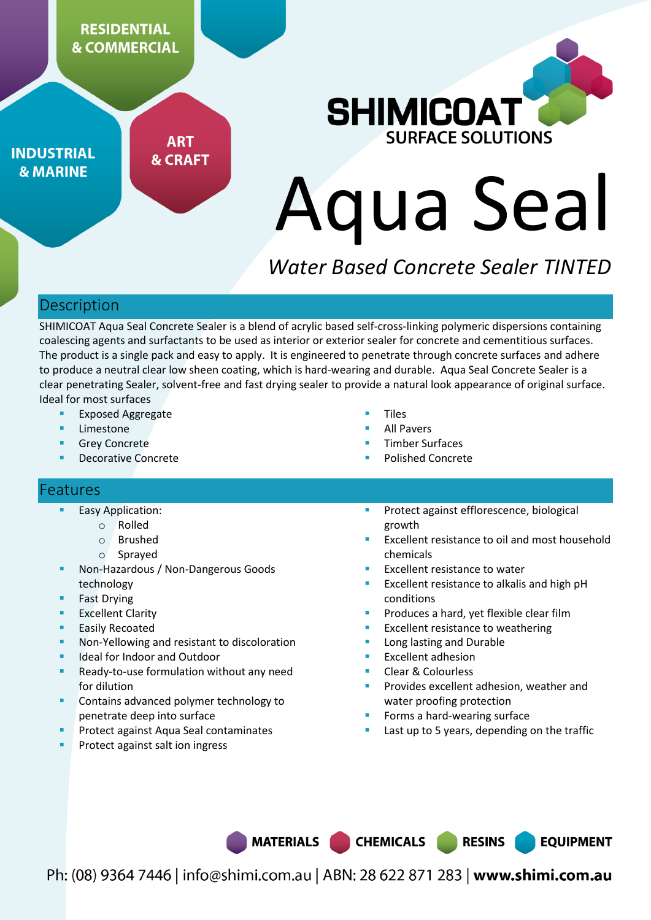RESIDENTIAL & COMMERCIAL

INDUSTRIAL & MARINE

ART & CRAFT

**SHIMICOAT**
**SURFACE SOLUTIONS**

# Aqua Seal

*Water Based Concrete Sealer TINTED*

## Description

SHIMICOAT Aqua Seal Concrete Sealer is a blend of acrylic based self-cross-linking polymeric dispersions containing coalescing agents and surfactants to be used as interior or exterior sealer for concrete and cementitious surfaces. The product is a single pack and easy to apply. It is engineered to penetrate through concrete surfaces and adhere to produce a neutral clear low sheen coating, which is hard-wearing and durable. Aqua Seal Concrete Sealer is a clear penetrating Sealer, solvent-free and fast drying sealer to provide a natural look appearance of original surface. Ideal for most surfaces

- Exposed Aggregate
- Limestone
- Grey Concrete
- Decorative Concrete
- Tiles
- All Pavers
- Timber Surfaces
- Polished Concrete

## Features

- Easy Application:
  - Rolled
  - Brushed
  - Sprayed
- Non-Hazardous / Non-Dangerous Goods technology
- Fast Drying
- Excellent Clarity
- Easily Recoated
- Non-Yellowing and resistant to discoloration
- Ideal for Indoor and Outdoor
- Ready-to-use formulation without any need for dilution
- Contains advanced polymer technology to penetrate deep into surface
- Protect against Aqua Seal contaminates
- Protect against salt ion ingress
- Protect against efflorescence, biological growth
- Excellent resistance to oil and most household chemicals
- Excellent resistance to water
- Excellent resistance to alkalis and high pH conditions
- Produces a hard, yet flexible clear film
- Excellent resistance to weathering
- Long lasting and Durable
- Excellent adhesion
- Clear & Colourless
- Provides excellent adhesion, weather and water proofing protection
- Forms a hard-wearing surface
- Last up to 5 years, depending on the traffic

**MATERIALS** **CHEMICALS** **RESINS** **EQUIPMENT**

Ph: (08) 9364 7446 | info@shimi.com.au | ABN: 28 622 871 283 | **www.shimi.com.au**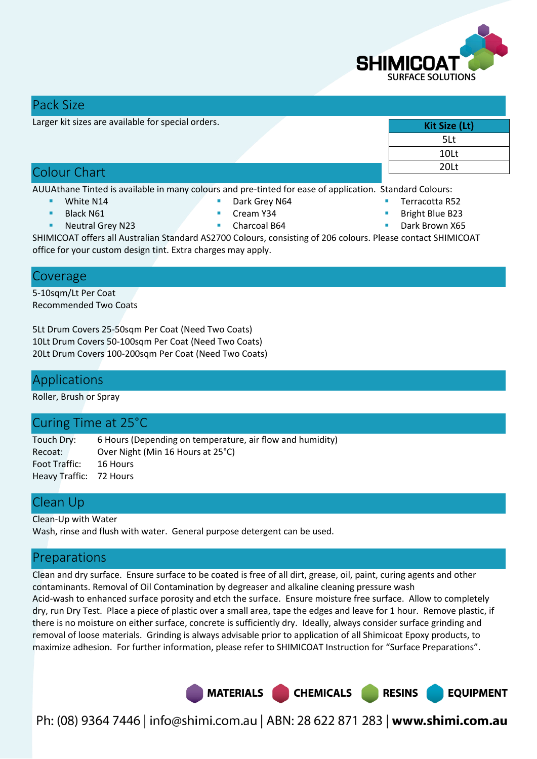## Pack Size

Larger kit sizes are available for special orders.

| Kit Size (Lt) |
|---|
| 5Lt |
| 10Lt |
| 20Lt |

## Colour Chart

AUUAthane Tinted is available in many colours and pre-tinted for ease of application. Standard Colours:

- White N14
- Black N61
- Neutral Grey N23
- Dark Grey N64
- Cream Y34
- Charcoal B64
- Terracotta R52
- Bright Blue B23
- Dark Brown X65

SHIMICOAT offers all Australian Standard AS2700 Colours, consisting of 206 colours. Please contact SHIMICOAT office for your custom design tint. Extra charges may apply.

## Coverage

5-10sqm/Lt Per Coat
Recommended Two Coats

5Lt Drum Covers 25-50sqm Per Coat (Need Two Coats)
10Lt Drum Covers 50-100sqm Per Coat (Need Two Coats)
20Lt Drum Covers 100-200sqm Per Coat (Need Two Coats)

## Applications

Roller, Brush or Spray

## Curing Time at 25°C

| | |
|---|---|
| Touch Dry: | 6 Hours (Depending on temperature, air flow and humidity) |
| Recoat: | Over Night (Min 16 Hours at 25°C) |
| Foot Traffic: | 16 Hours |
| Heavy Traffic: | 72 Hours |

## Clean Up

Clean-Up with Water
Wash, rinse and flush with water. General purpose detergent can be used.

## Preparations

Clean and dry surface. Ensure surface to be coated is free of all dirt, grease, oil, paint, curing agents and other contaminants. Removal of Oil Contamination by degreaser and alkaline cleaning pressure wash
Acid-wash to enhanced surface porosity and etch the surface. Ensure moisture free surface. Allow to completely dry, run Dry Test. Place a piece of plastic over a small area, tape the edges and leave for 1 hour. Remove plastic, if there is no moisture on either surface, concrete is sufficiently dry. Ideally, always consider surface grinding and removal of loose materials. Grinding is always advisable prior to application of all Shimicoat Epoxy products, to maximize adhesion. For further information, please refer to SHIMICOAT Instruction for "Surface Preparations".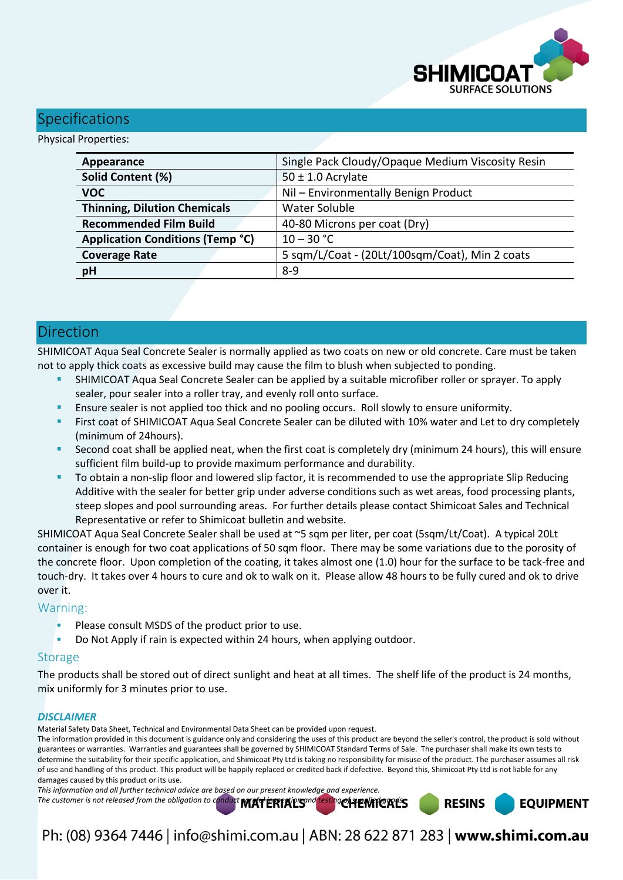## Specifications

Physical Properties:

| | |
|---|---|
| **Appearance** | Single Pack Cloudy/Opaque Medium Viscosity Resin |
| **Solid Content (%)** | 50 ± 1.0 Acrylate |
| **VOC** | Nil – Environmentally Benign Product |
| **Thinning, Dilution Chemicals** | Water Soluble |
| **Recommended Film Build** | 40-80 Microns per coat (Dry) |
| **Application Conditions (Temp °C)** | 10 – 30 °C |
| **Coverage Rate** | 5 sqm/L/Coat - (20Lt/100sqm/Coat), Min 2 coats |
| **pH** | 8-9 |

## Direction

SHIMICOAT Aqua Seal Concrete Sealer is normally applied as two coats on new or old concrete. Care must be taken not to apply thick coats as excessive build may cause the film to blush when subjected to ponding.

- SHIMICOAT Aqua Seal Concrete Sealer can be applied by a suitable microfiber roller or sprayer. To apply sealer, pour sealer into a roller tray, and evenly roll onto surface.
- Ensure sealer is not applied too thick and no pooling occurs. Roll slowly to ensure uniformity.
- First coat of SHIMICOAT Aqua Seal Concrete Sealer can be diluted with 10% water and Let to dry completely (minimum of 24hours).
- Second coat shall be applied neat, when the first coat is completely dry (minimum 24 hours), this will ensure sufficient film build-up to provide maximum performance and durability.
- To obtain a non-slip floor and lowered slip factor, it is recommended to use the appropriate Slip Reducing Additive with the sealer for better grip under adverse conditions such as wet areas, food processing plants, steep slopes and pool surrounding areas. For further details please contact Shimicoat Sales and Technical Representative or refer to Shimicoat bulletin and website.

SHIMICOAT Aqua Seal Concrete Sealer shall be used at ~5 sqm per liter, per coat (5sqm/Lt/Coat). A typical 20Lt container is enough for two coat applications of 50 sqm floor. There may be some variations due to the porosity of the concrete floor. Upon completion of the coating, it takes almost one (1.0) hour for the surface to be tack-free and touch-dry. It takes over 4 hours to cure and ok to walk on it. Please allow 48 hours to be fully cured and ok to drive over it.

### Warning:

- Please consult MSDS of the product prior to use.
- Do Not Apply if rain is expected within 24 hours, when applying outdoor.

### Storage

The products shall be stored out of direct sunlight and heat at all times. The shelf life of the product is 24 months, mix uniformly for 3 minutes prior to use.

***DISCLAIMER***

Material Safety Data Sheet, Technical and Environmental Data Sheet can be provided upon request.
The information provided in this document is guidance only and considering the uses of this product are beyond the seller's control, the product is sold without guarantees or warranties. Warranties and guarantees shall be governed by SHIMICOAT Standard Terms of Sale. The purchaser shall make its own tests to determine the suitability for their specific application, and Shimicoat Pty Ltd is taking no responsibility for misuse of the product. The purchaser assumes all risk of use and handling of this product. This product will be happily replaced or credited back if defective. Beyond this, Shimicoat Pty Ltd is not liable for any damages caused by this product or its use.
*This information and all further technical advice are based on our present knowledge and experience.*
*The customer is not released from the obligation to conduct careful inspection and testing of supplied goods.*

MATERIALS CHEMICALS RESINS EQUIPMENT

Ph: (08) 9364 7446 | info@shimi.com.au | ABN: 28 622 871 283 | **www.shimi.com.au**